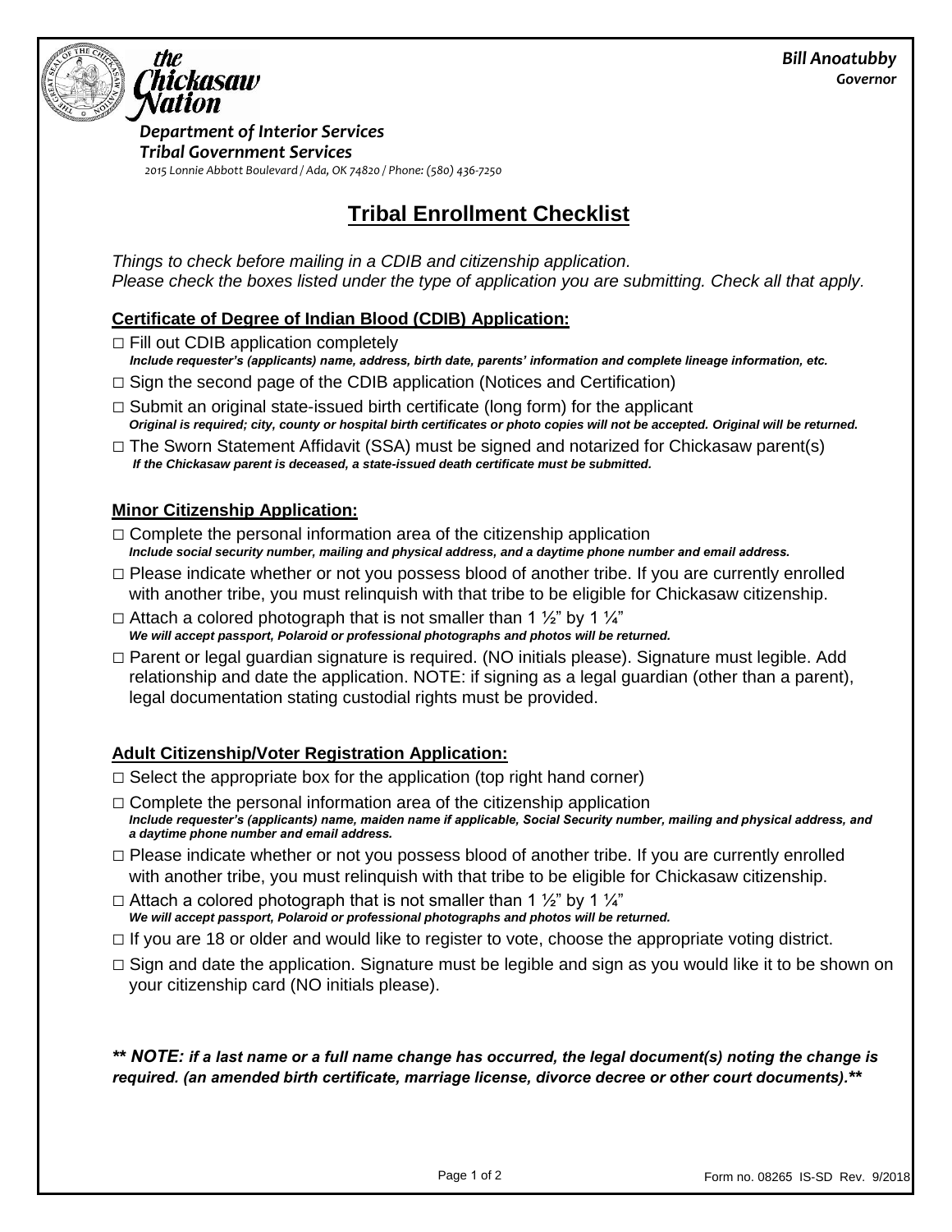**Bill Anoatubby**
**Governor**

the Chickasaw Nation

*Department of Interior Services*
*Tribal Government Services*
*2015 Lonnie Abbott Boulevard / Ada, OK 74820 / Phone: (580) 436-7250*

# Tribal Enrollment Checklist

*Things to check before mailing in a CDIB and citizenship application.*
*Please check the boxes listed under the type of application you are submitting. Check all that apply.*

## Certificate of Degree of Indian Blood (CDIB) Application:

- □ Fill out CDIB application completely
  ***Include requester's (applicants) name, address, birth date, parents' information and complete lineage information, etc.***
- □ Sign the second page of the CDIB application (Notices and Certification)
- □ Submit an original state-issued birth certificate (long form) for the applicant
  ***Original is required; city, county or hospital birth certificates or photo copies will not be accepted. Original will be returned.***
- □ The Sworn Statement Affidavit (SSA) must be signed and notarized for Chickasaw parent(s)
  ***If the Chickasaw parent is deceased, a state-issued death certificate must be submitted.***

## Minor Citizenship Application:

- □ Complete the personal information area of the citizenship application
  ***Include social security number, mailing and physical address, and a daytime phone number and email address.***
- □ Please indicate whether or not you possess blood of another tribe. If you are currently enrolled with another tribe, you must relinquish with that tribe to be eligible for Chickasaw citizenship.
- □ Attach a colored photograph that is not smaller than 1 ½" by 1 ¼"
  ***We will accept passport, Polaroid or professional photographs and photos will be returned.***
- □ Parent or legal guardian signature is required. (NO initials please). Signature must legible. Add relationship and date the application. NOTE: if signing as a legal guardian (other than a parent), legal documentation stating custodial rights must be provided.

## Adult Citizenship/Voter Registration Application:

- □ Select the appropriate box for the application (top right hand corner)
- □ Complete the personal information area of the citizenship application
  ***Include requester's (applicants) name, maiden name if applicable, Social Security number, mailing and physical address, and a daytime phone number and email address.***
- □ Please indicate whether or not you possess blood of another tribe. If you are currently enrolled with another tribe, you must relinquish with that tribe to be eligible for Chickasaw citizenship.
- □ Attach a colored photograph that is not smaller than 1 ½" by 1 ¼"
  ***We will accept passport, Polaroid or professional photographs and photos will be returned.***
- □ If you are 18 or older and would like to register to vote, choose the appropriate voting district.
- □ Sign and date the application. Signature must be legible and sign as you would like it to be shown on your citizenship card (NO initials please).

***\*\* NOTE: if a last name or a full name change has occurred, the legal document(s) noting the change is required. (an amended birth certificate, marriage license, divorce decree or other court documents).\*\****

Form no. 08265 IS-SD Rev. 9/2018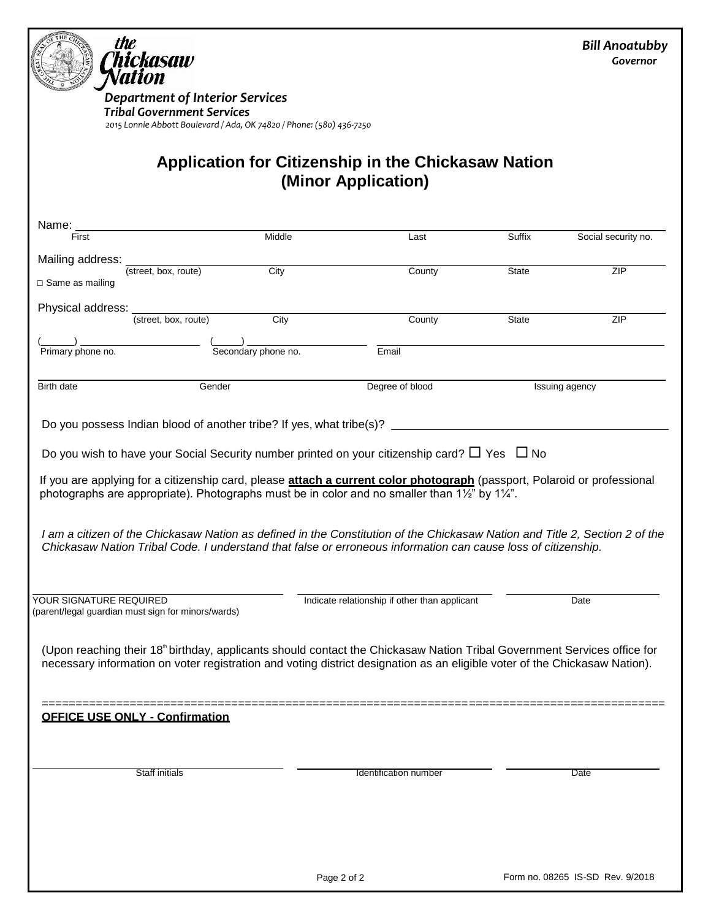the Chickasaw Nation

**Bill Anoatubby**
*Governor*

***Department of Interior Services***
***Tribal Government Services***
*2015 Lonnie Abbott Boulevard / Ada, OK 74820 / Phone: (580) 436-7250*

# Application for Citizenship in the Chickasaw Nation (Minor Application)

Name: ______________________________________________________________

First | Middle | Last | Suffix | Social security no.

Mailing address: ______________________________________________________

(street, box, route) | City | County | State | ZIP

□ Same as mailing

Physical address: ______________________________________________________

(street, box, route) | City | County | State | ZIP

(\_\_\_\_\_\_) ____________________ (\_\_\_\_\_) ____________________ ____________________

Primary phone no. | Secondary phone no. | Email

______________________________________________________________

Birth date | Gender | Degree of blood | Issuing agency

Do you possess Indian blood of another tribe? If yes, what tribe(s)? ____________________

Do you wish to have your Social Security number printed on your citizenship card? ☐ Yes ☐ No

If you are applying for a citizenship card, please **attach a current color photograph** (passport, Polaroid or professional photographs are appropriate). Photographs must be in color and no smaller than 1½" by 1¼".

*I am a citizen of the Chickasaw Nation as defined in the Constitution of the Chickasaw Nation and Title 2, Section 2 of the Chickasaw Nation Tribal Code. I understand that false or erroneous information can cause loss of citizenship.*

____________________ ____________________ ____________________

YOUR SIGNATURE REQUIRED (parent/legal guardian must sign for minors/wards) | Indicate relationship if other than applicant | Date

(Upon reaching their 18th birthday, applicants should contact the Chickasaw Nation Tribal Government Services office for necessary information on voter registration and voting district designation as an eligible voter of the Chickasaw Nation).

==========================================================================================

**OFFICE USE ONLY - Confirmation**

____________________ ____________________ ____________________

Staff initials | Identification number | Date

Form no. 08265 IS-SD Rev. 9/2018